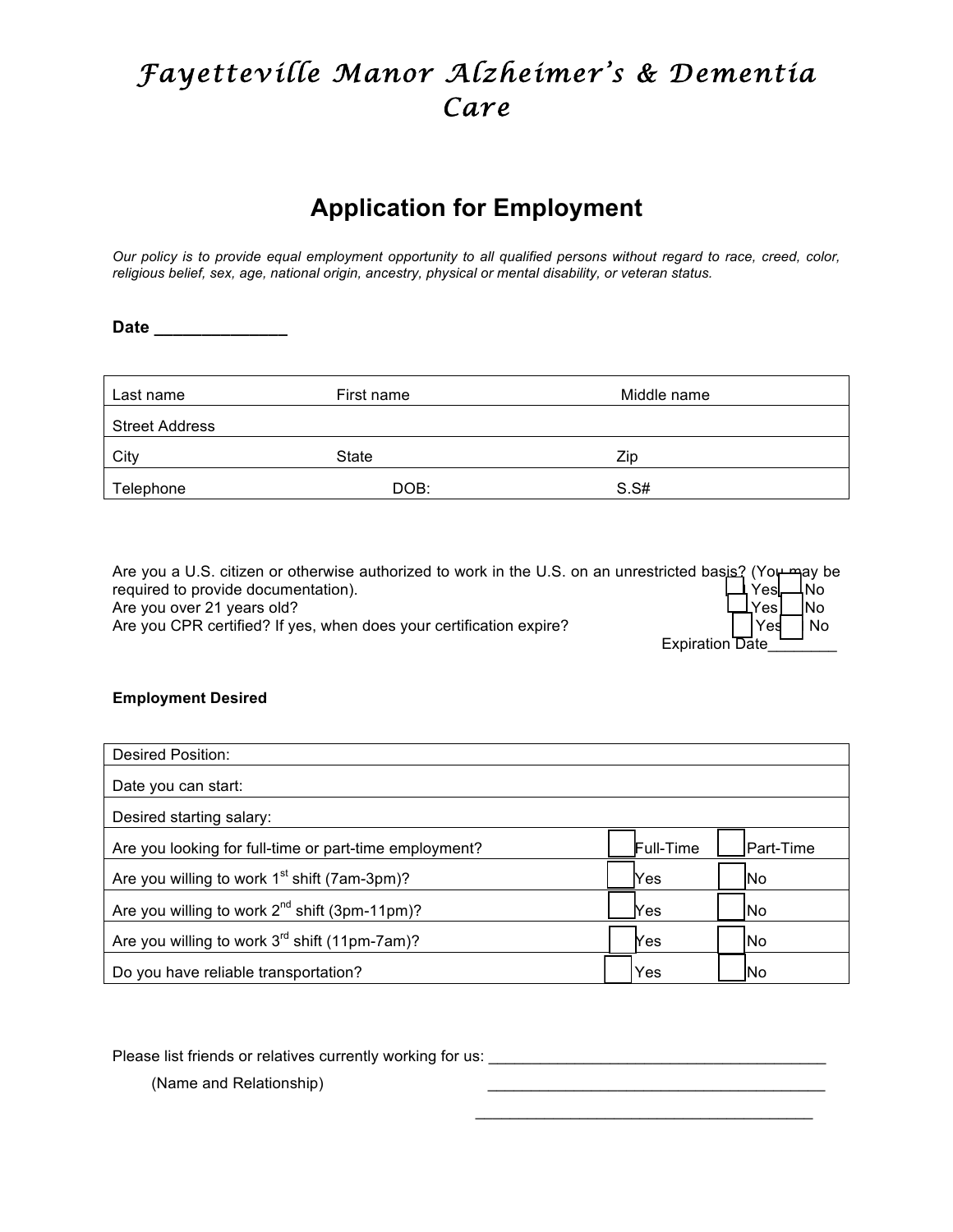# *Fayetteville Manor Alzheimer's & Dementia Care*

## Application for Employment

*Our policy is to provide equal employment opportunity to all qualified persons without regard to race, creed, color, religious belief, sex, age, national origin, ancestry, physical or mental disability, or veteran status.*

**Date ______________**

| Last name | First name | Middle name |
|---|---|---|
| Street Address | | |
| City | State | Zip |
| Telephone | DOB: | S.S# |

Are you a U.S. citizen or otherwise authorized to work in the U.S. on an unrestricted basis? (You may be required to provide documentation). ☐ Yes ☐ No

Are you over 21 years old? ☐ Yes ☐ No

Are you CPR certified? If yes, when does your certification expire? ☐ Yes ☐ No

Expiration Date________

**Employment Desired**

| Desired Position: | | |
|---|---|---|
| Date you can start: | | |
| Desired starting salary: | | |
| Are you looking for full-time or part-time employment? | ☐ Full-Time | ☐ Part-Time |
| Are you willing to work 1st shift (7am-3pm)? | ☐ Yes | ☐ No |
| Are you willing to work 2nd shift (3pm-11pm)? | ☐ Yes | ☐ No |
| Are you willing to work 3rd shift (11pm-7am)? | ☐ Yes | ☐ No |
| Do you have reliable transportation? | ☐ Yes | ☐ No |

Please list friends or relatives currently working for us: ________________________________________

(Name and Relationship) ________________________________________

________________________________________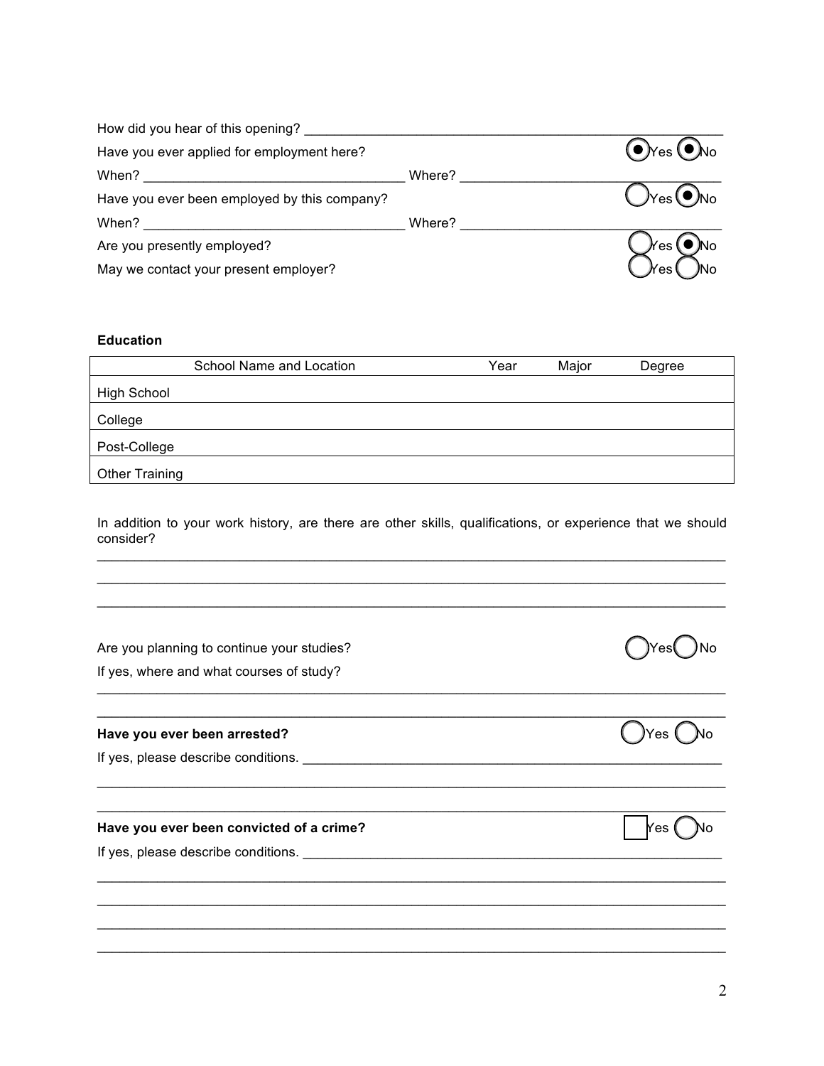How did you hear of this opening? ____________________________________________________________

Have you ever applied for employment here? ◉ Yes ◉ No

When? ______________________________________ Where? ______________________________________

Have you ever been employed by this company? ◯ Yes ◉ No

When? ______________________________________ Where? ______________________________________

Are you presently employed? ◯ Yes ◉ No

May we contact your present employer? ◯ Yes ◯ No

**Education**

| School Name and Location | Year | Major | Degree |
|---|---|---|---|
| High School | | | |
| College | | | |
| Post-College | | | |
| Other Training | | | |

In addition to your work history, are there are other skills, qualifications, or experience that we should consider?

______________________________________________________________________________________

______________________________________________________________________________________

______________________________________________________________________________________

Are you planning to continue your studies? ◯ Yes ◯ No

If yes, where and what courses of study?

______________________________________________________________________________________

______________________________________________________________________________________

**Have you ever been arrested?** ◯ Yes ◯ No

If yes, please describe conditions. ____________________________________________________________

______________________________________________________________________________________

______________________________________________________________________________________

**Have you ever been convicted of a crime?** ☐ Yes ◯ No

If yes, please describe conditions. ____________________________________________________________

______________________________________________________________________________________

______________________________________________________________________________________

______________________________________________________________________________________

______________________________________________________________________________________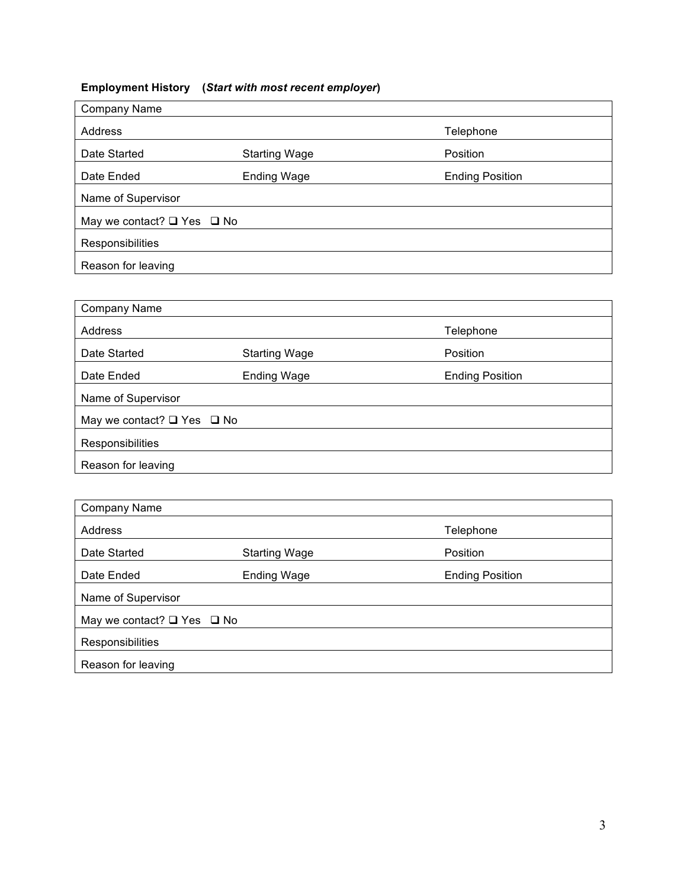**Employment History** (***Start with most recent employer***)

| Company Name | | |
|---|---|---|
| Address | | Telephone |
| Date Started | Starting Wage | Position |
| Date Ended | Ending Wage | Ending Position |
| Name of Supervisor | | |
| May we contact? ❑ Yes ❑ No | | |
| Responsibilities | | |
| Reason for leaving | | |

| Company Name | | |
|---|---|---|
| Address | | Telephone |
| Date Started | Starting Wage | Position |
| Date Ended | Ending Wage | Ending Position |
| Name of Supervisor | | |
| May we contact? ❑ Yes ❑ No | | |
| Responsibilities | | |
| Reason for leaving | | |

| Company Name | | |
|---|---|---|
| Address | | Telephone |
| Date Started | Starting Wage | Position |
| Date Ended | Ending Wage | Ending Position |
| Name of Supervisor | | |
| May we contact? ❑ Yes ❑ No | | |
| Responsibilities | | |
| Reason for leaving | | |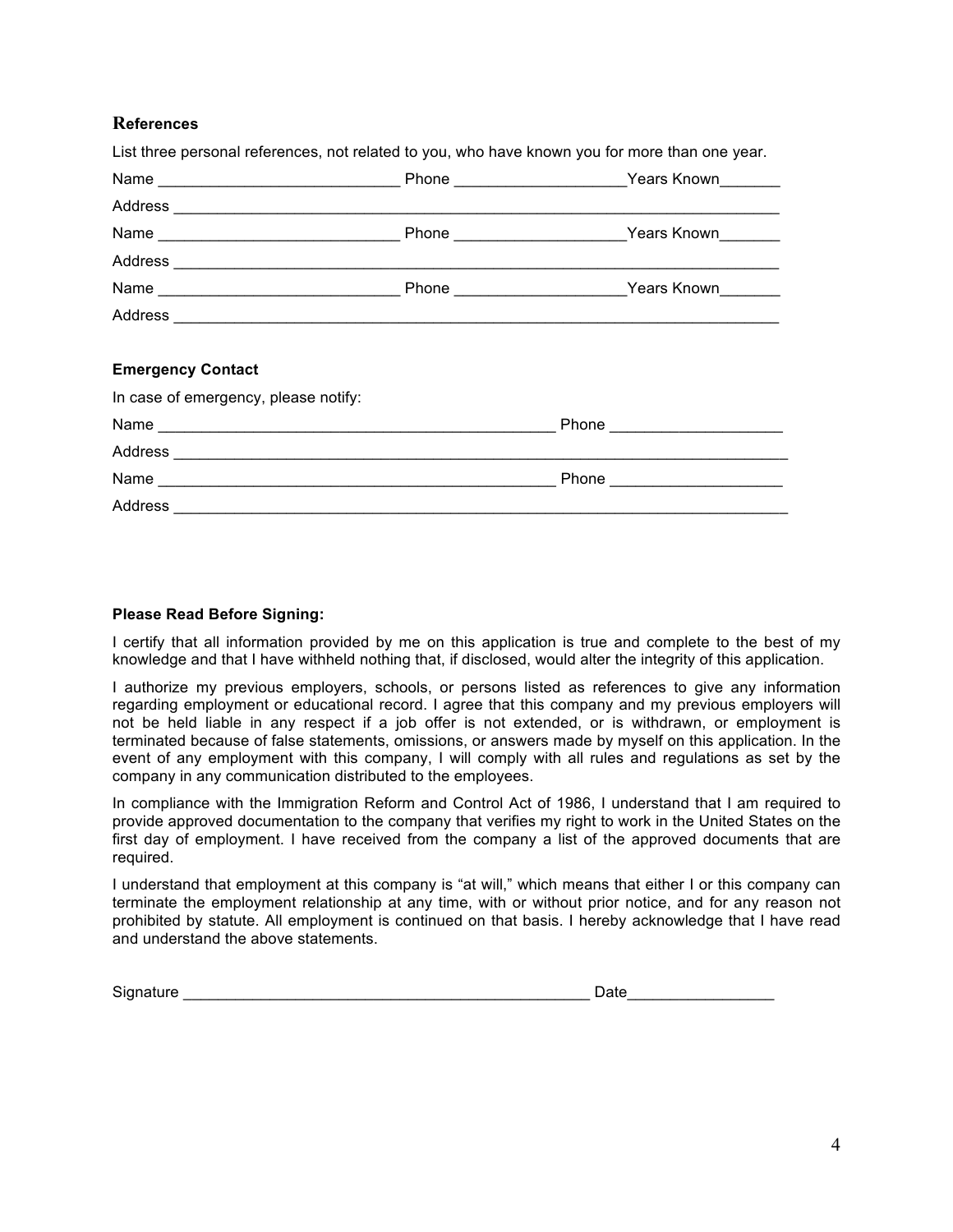### References

List three personal references, not related to you, who have known you for more than one year.

Name ____________________________ Phone ___________________Years Known_______

Address ______________________________________________________________________

Name ____________________________ Phone ___________________Years Known_______

Address ______________________________________________________________________

Name ____________________________ Phone ___________________Years Known_______

Address ______________________________________________________________________

**Emergency Contact**

In case of emergency, please notify:

Name ______________________________________________ Phone ___________________

Address _______________________________________________________________________

Name ______________________________________________ Phone ___________________

Address _______________________________________________________________________

**Please Read Before Signing:**

I certify that all information provided by me on this application is true and complete to the best of my knowledge and that I have withheld nothing that, if disclosed, would alter the integrity of this application.

I authorize my previous employers, schools, or persons listed as references to give any information regarding employment or educational record. I agree that this company and my previous employers will not be held liable in any respect if a job offer is not extended, or is withdrawn, or employment is terminated because of false statements, omissions, or answers made by myself on this application. In the event of any employment with this company, I will comply with all rules and regulations as set by the company in any communication distributed to the employees.

In compliance with the Immigration Reform and Control Act of 1986, I understand that I am required to provide approved documentation to the company that verifies my right to work in the United States on the first day of employment. I have received from the company a list of the approved documents that are required.

I understand that employment at this company is "at will," which means that either I or this company can terminate the employment relationship at any time, with or without prior notice, and for any reason not prohibited by statute. All employment is continued on that basis. I hereby acknowledge that I have read and understand the above statements.

Signature _______________________________________________ Date________________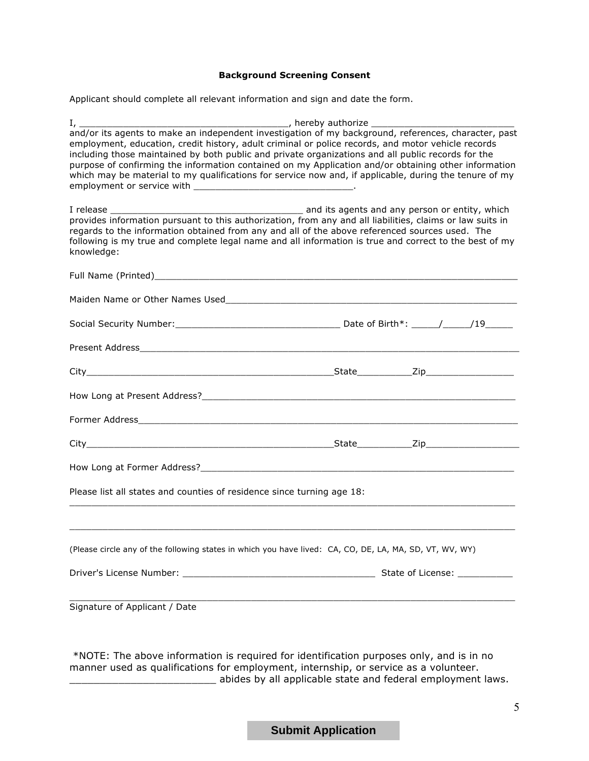**Background Screening Consent**

Applicant should complete all relevant information and sign and date the form.

I, ______________________________________, hereby authorize __________________________ and/or its agents to make an independent investigation of my background, references, character, past employment, education, credit history, adult criminal or police records, and motor vehicle records including those maintained by both public and private organizations and all public records for the purpose of confirming the information contained on my Application and/or obtaining other information which may be material to my qualifications for service now and, if applicable, during the tenure of my employment or service with _____________________________.

I release ___________________________________ and its agents and any person or entity, which provides information pursuant to this authorization, from any and all liabilities, claims or law suits in regards to the information obtained from any and all of the above referenced sources used. The following is my true and complete legal name and all information is true and correct to the best of my knowledge:

Full Name (Printed)____________________________________________________________________

Maiden Name or Other Names Used_____________________________________________________

Social Security Number:______________________________ Date of Birth*: _____/_____/19_____

Present Address_______________________________________________________________________

City_____________________________________________State__________Zip________________

How Long at Present Address?__________________________________________________________

Former Address________________________________________________________________________

City_____________________________________________State__________Zip_________________

How Long at Former Address?__________________________________________________________

Please list all states and counties of residence since turning age 18:

________________________________________________________________________________

________________________________________________________________________________

(Please circle any of the following states in which you have lived: CA, CO, DE, LA, MA, SD, VT, WV, WY)

Driver's License Number: ___________________________________ State of License: __________

________________________________________________________________________________

Signature of Applicant / Date

*NOTE: The above information is required for identification purposes only, and is in no manner used as qualifications for employment, internship, or service as a volunteer. ________________________ abides by all applicable state and federal employment laws.

**Submit Application**